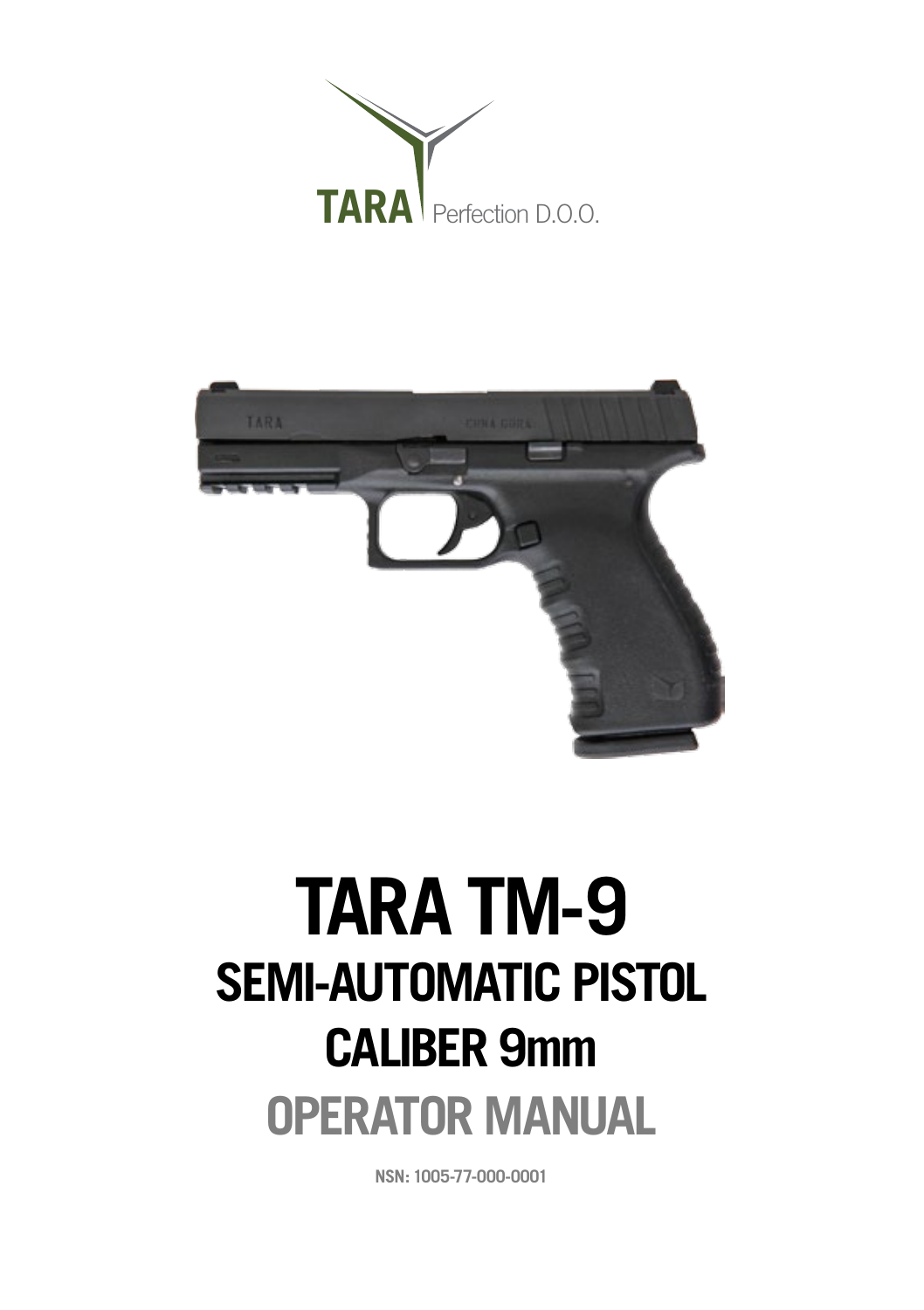TARA Perfection D.O.O.

# TARA TM-9

## SEMI-AUTOMATIC PISTOL

## CALIBER 9mm

## OPERATOR MANUAL

NSN: 1005-77-000-0001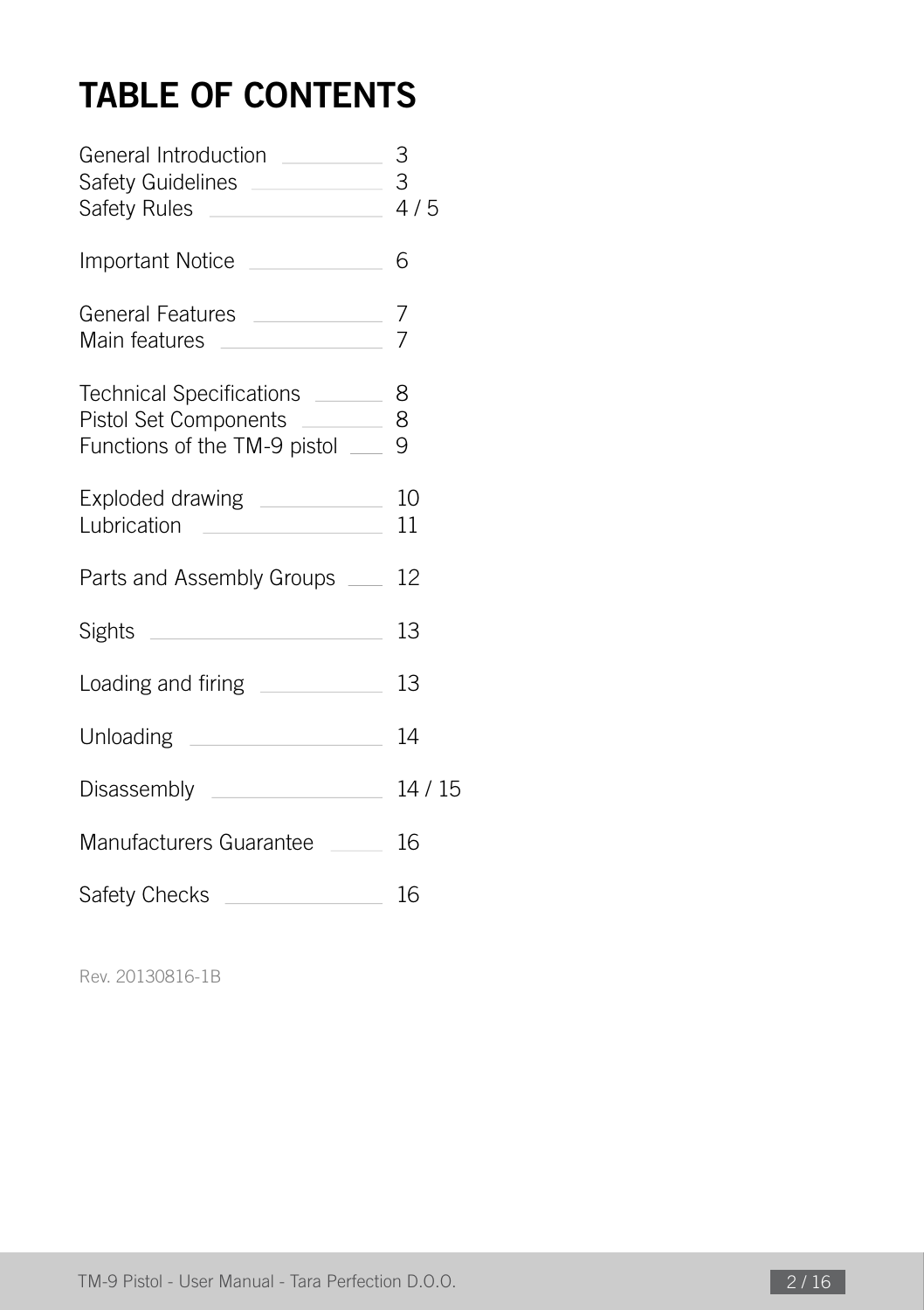# TABLE OF CONTENTS

| | |
|---|---|
| General Introduction | 3 |
| Safety Guidelines | 3 |
| Safety Rules | 4 / 5 |
| Important Notice | 6 |
| General Features | 7 |
| Main features | 7 |
| Technical Specifications | 8 |
| Pistol Set Components | 8 |
| Functions of the TM-9 pistol | 9 |
| Exploded drawing | 10 |
| Lubrication | 11 |
| Parts and Assembly Groups | 12 |
| Sights | 13 |
| Loading and firing | 13 |
| Unloading | 14 |
| Disassembly | 14 / 15 |
| Manufacturers Guarantee | 16 |
| Safety Checks | 16 |

Rev. 20130816-1B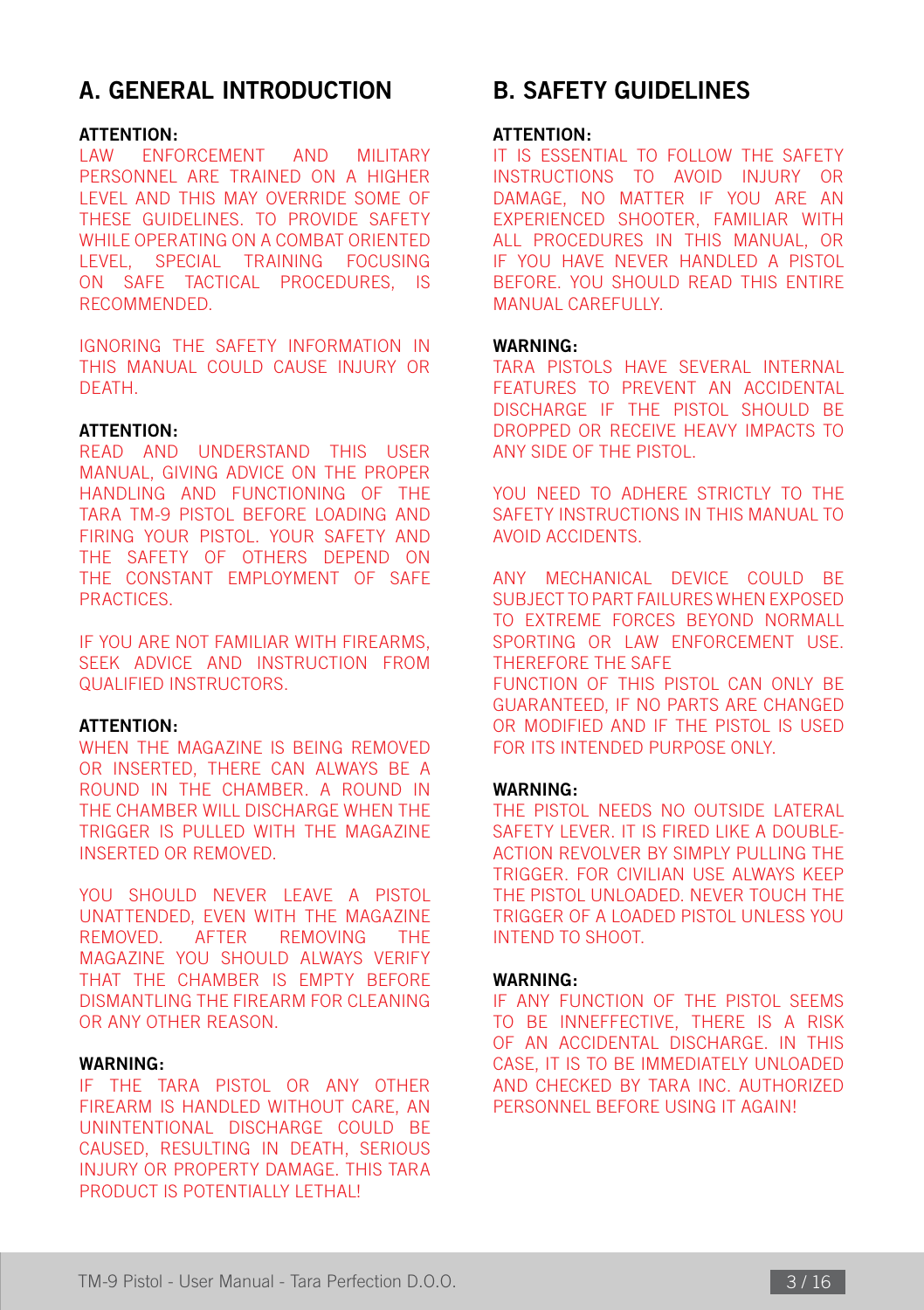## A. GENERAL INTRODUCTION

**ATTENTION:**
LAW ENFORCEMENT AND MILITARY PERSONNEL ARE TRAINED ON A HIGHER LEVEL AND THIS MAY OVERRIDE SOME OF THESE GUIDELINES. TO PROVIDE SAFETY WHILE OPERATING ON A COMBAT ORIENTED LEVEL, SPECIAL TRAINING FOCUSING ON SAFE TACTICAL PROCEDURES, IS RECOMMENDED.

IGNORING THE SAFETY INFORMATION IN THIS MANUAL COULD CAUSE INJURY OR DEATH.

**ATTENTION:**
READ AND UNDERSTAND THIS USER MANUAL, GIVING ADVICE ON THE PROPER HANDLING AND FUNCTIONING OF THE TARA TM-9 PISTOL BEFORE LOADING AND FIRING YOUR PISTOL. YOUR SAFETY AND THE SAFETY OF OTHERS DEPEND ON THE CONSTANT EMPLOYMENT OF SAFE PRACTICES.

IF YOU ARE NOT FAMILIAR WITH FIREARMS, SEEK ADVICE AND INSTRUCTION FROM QUALIFIED INSTRUCTORS.

**ATTENTION:**
WHEN THE MAGAZINE IS BEING REMOVED OR INSERTED, THERE CAN ALWAYS BE A ROUND IN THE CHAMBER. A ROUND IN THE CHAMBER WILL DISCHARGE WHEN THE TRIGGER IS PULLED WITH THE MAGAZINE INSERTED OR REMOVED.

YOU SHOULD NEVER LEAVE A PISTOL UNATTENDED, EVEN WITH THE MAGAZINE REMOVED. AFTER REMOVING THE MAGAZINE YOU SHOULD ALWAYS VERIFY THAT THE CHAMBER IS EMPTY BEFORE DISMANTLING THE FIREARM FOR CLEANING OR ANY OTHER REASON.

**WARNING:**
IF THE TARA PISTOL OR ANY OTHER FIREARM IS HANDLED WITHOUT CARE, AN UNINTENTIONAL DISCHARGE COULD BE CAUSED, RESULTING IN DEATH, SERIOUS INJURY OR PROPERTY DAMAGE. THIS TARA PRODUCT IS POTENTIALLY LETHAL!

## B. SAFETY GUIDELINES

**ATTENTION:**
IT IS ESSENTIAL TO FOLLOW THE SAFETY INSTRUCTIONS TO AVOID INJURY OR DAMAGE, NO MATTER IF YOU ARE AN EXPERIENCED SHOOTER, FAMILIAR WITH ALL PROCEDURES IN THIS MANUAL, OR IF YOU HAVE NEVER HANDLED A PISTOL BEFORE. YOU SHOULD READ THIS ENTIRE MANUAL CAREFULLY.

**WARNING:**
TARA PISTOLS HAVE SEVERAL INTERNAL FEATURES TO PREVENT AN ACCIDENTAL DISCHARGE IF THE PISTOL SHOULD BE DROPPED OR RECEIVE HEAVY IMPACTS TO ANY SIDE OF THE PISTOL.

YOU NEED TO ADHERE STRICTLY TO THE SAFETY INSTRUCTIONS IN THIS MANUAL TO AVOID ACCIDENTS.

ANY MECHANICAL DEVICE COULD BE SUBJECT TO PART FAILURES WHEN EXPOSED TO EXTREME FORCES BEYOND NORMALL SPORTING OR LAW ENFORCEMENT USE. THEREFORE THE SAFE FUNCTION OF THIS PISTOL CAN ONLY BE GUARANTEED, IF NO PARTS ARE CHANGED OR MODIFIED AND IF THE PISTOL IS USED FOR ITS INTENDED PURPOSE ONLY.

**WARNING:**
THE PISTOL NEEDS NO OUTSIDE LATERAL SAFETY LEVER. IT IS FIRED LIKE A DOUBLE-ACTION REVOLVER BY SIMPLY PULLING THE TRIGGER. FOR CIVILIAN USE ALWAYS KEEP THE PISTOL UNLOADED. NEVER TOUCH THE TRIGGER OF A LOADED PISTOL UNLESS YOU INTEND TO SHOOT.

**WARNING:**
IF ANY FUNCTION OF THE PISTOL SEEMS TO BE INNEFFECTIVE, THERE IS A RISK OF AN ACCIDENTAL DISCHARGE. IN THIS CASE, IT IS TO BE IMMEDIATELY UNLOADED AND CHECKED BY TARA INC. AUTHORIZED PERSONNEL BEFORE USING IT AGAIN!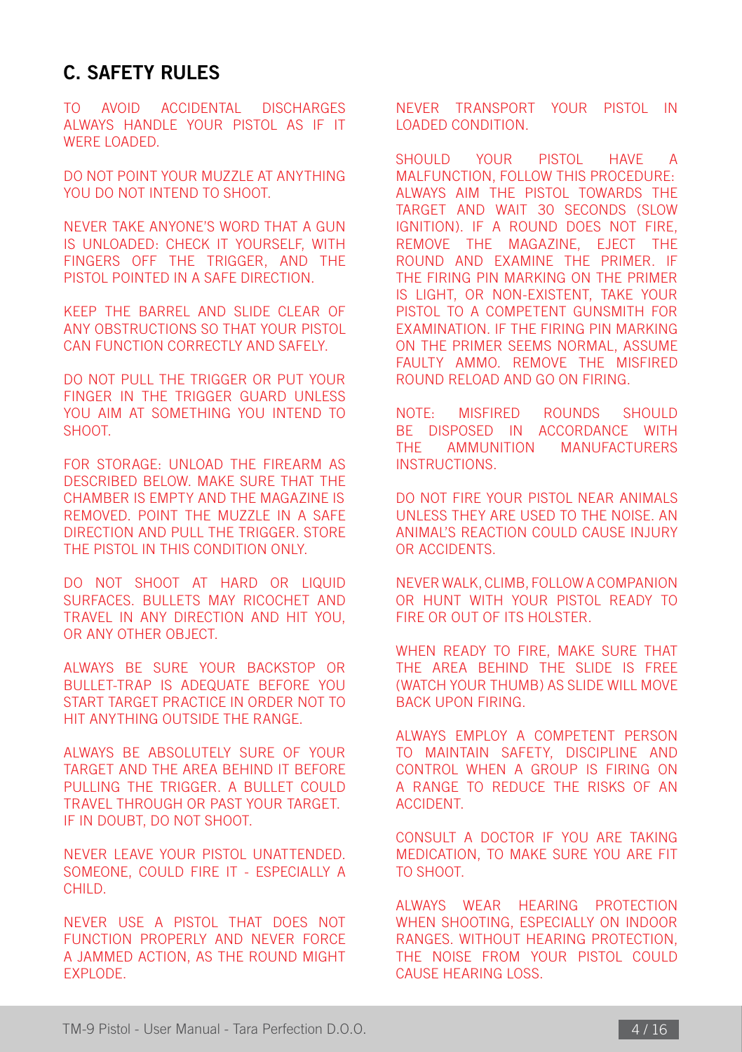## C. SAFETY RULES

TO AVOID ACCIDENTAL DISCHARGES ALWAYS HANDLE YOUR PISTOL AS IF IT WERE LOADED.

DO NOT POINT YOUR MUZZLE AT ANYTHING YOU DO NOT INTEND TO SHOOT.

NEVER TAKE ANYONE'S WORD THAT A GUN IS UNLOADED: CHECK IT YOURSELF, WITH FINGERS OFF THE TRIGGER, AND THE PISTOL POINTED IN A SAFE DIRECTION.

KEEP THE BARREL AND SLIDE CLEAR OF ANY OBSTRUCTIONS SO THAT YOUR PISTOL CAN FUNCTION CORRECTLY AND SAFELY.

DO NOT PULL THE TRIGGER OR PUT YOUR FINGER IN THE TRIGGER GUARD UNLESS YOU AIM AT SOMETHING YOU INTEND TO SHOOT.

FOR STORAGE: UNLOAD THE FIREARM AS DESCRIBED BELOW. MAKE SURE THAT THE CHAMBER IS EMPTY AND THE MAGAZINE IS REMOVED. POINT THE MUZZLE IN A SAFE DIRECTION AND PULL THE TRIGGER. STORE THE PISTOL IN THIS CONDITION ONLY.

DO NOT SHOOT AT HARD OR LIQUID SURFACES. BULLETS MAY RICOCHET AND TRAVEL IN ANY DIRECTION AND HIT YOU, OR ANY OTHER OBJECT.

ALWAYS BE SURE YOUR BACKSTOP OR BULLET-TRAP IS ADEQUATE BEFORE YOU START TARGET PRACTICE IN ORDER NOT TO HIT ANYTHING OUTSIDE THE RANGE.

ALWAYS BE ABSOLUTELY SURE OF YOUR TARGET AND THE AREA BEHIND IT BEFORE PULLING THE TRIGGER. A BULLET COULD TRAVEL THROUGH OR PAST YOUR TARGET. IF IN DOUBT, DO NOT SHOOT.

NEVER LEAVE YOUR PISTOL UNATTENDED. SOMEONE, COULD FIRE IT - ESPECIALLY A CHILD.

NEVER USE A PISTOL THAT DOES NOT FUNCTION PROPERLY AND NEVER FORCE A JAMMED ACTION, AS THE ROUND MIGHT EXPLODE.

NEVER TRANSPORT YOUR PISTOL IN LOADED CONDITION.

SHOULD YOUR PISTOL HAVE A MALFUNCTION, FOLLOW THIS PROCEDURE: ALWAYS AIM THE PISTOL TOWARDS THE TARGET AND WAIT 30 SECONDS (SLOW IGNITION). IF A ROUND DOES NOT FIRE, REMOVE THE MAGAZINE, EJECT THE ROUND AND EXAMINE THE PRIMER. IF THE FIRING PIN MARKING ON THE PRIMER IS LIGHT, OR NON-EXISTENT, TAKE YOUR PISTOL TO A COMPETENT GUNSMITH FOR EXAMINATION. IF THE FIRING PIN MARKING ON THE PRIMER SEEMS NORMAL, ASSUME FAULTY AMMO. REMOVE THE MISFIRED ROUND RELOAD AND GO ON FIRING.

NOTE: MISFIRED ROUNDS SHOULD BE DISPOSED IN ACCORDANCE WITH THE AMMUNITION MANUFACTURERS INSTRUCTIONS.

DO NOT FIRE YOUR PISTOL NEAR ANIMALS UNLESS THEY ARE USED TO THE NOISE. AN ANIMAL'S REACTION COULD CAUSE INJURY OR ACCIDENTS.

NEVER WALK, CLIMB, FOLLOW A COMPANION OR HUNT WITH YOUR PISTOL READY TO FIRE OR OUT OF ITS HOLSTER.

WHEN READY TO FIRE, MAKE SURE THAT THE AREA BEHIND THE SLIDE IS FREE (WATCH YOUR THUMB) AS SLIDE WILL MOVE BACK UPON FIRING.

ALWAYS EMPLOY A COMPETENT PERSON TO MAINTAIN SAFETY, DISCIPLINE AND CONTROL WHEN A GROUP IS FIRING ON A RANGE TO REDUCE THE RISKS OF AN ACCIDENT.

CONSULT A DOCTOR IF YOU ARE TAKING MEDICATION, TO MAKE SURE YOU ARE FIT TO SHOOT.

ALWAYS WEAR HEARING PROTECTION WHEN SHOOTING, ESPECIALLY ON INDOOR RANGES. WITHOUT HEARING PROTECTION, THE NOISE FROM YOUR PISTOL COULD CAUSE HEARING LOSS.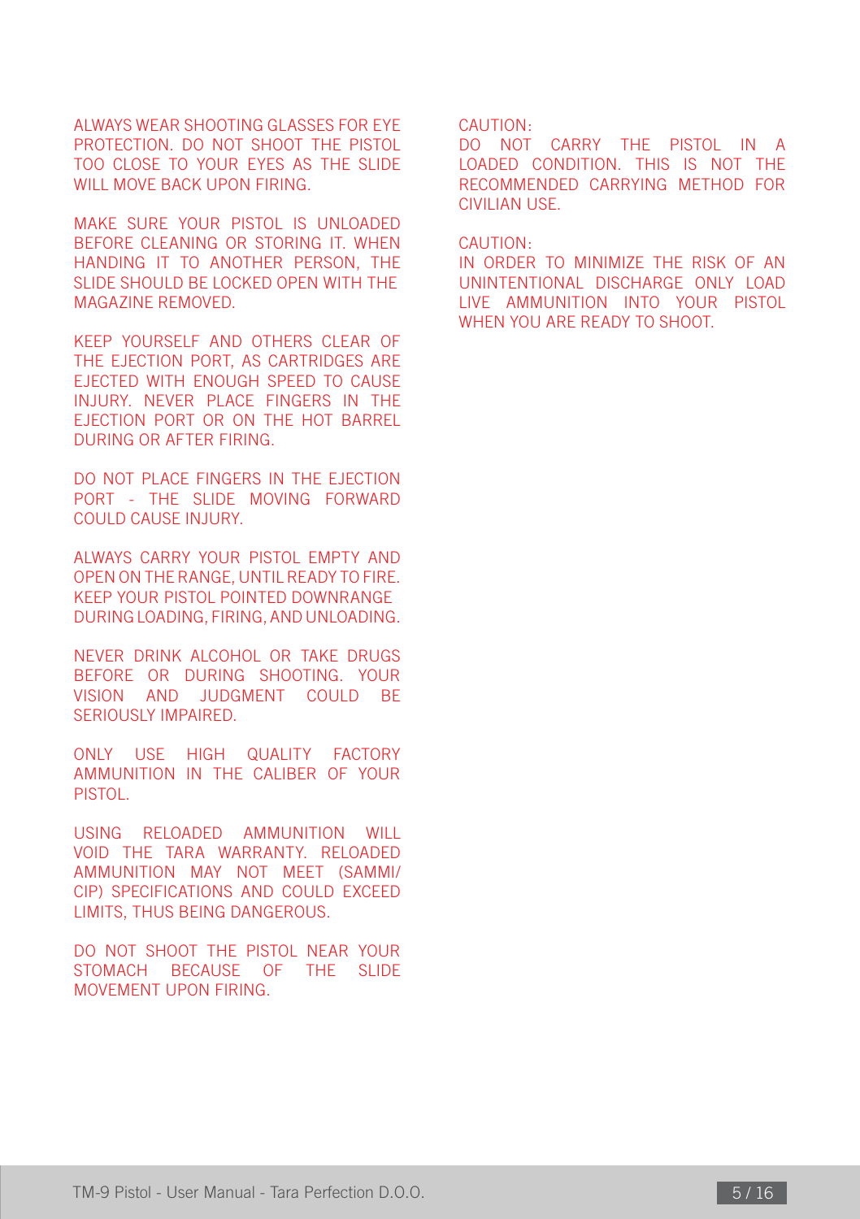ALWAYS WEAR SHOOTING GLASSES FOR EYE PROTECTION. DO NOT SHOOT THE PISTOL TOO CLOSE TO YOUR EYES AS THE SLIDE WILL MOVE BACK UPON FIRING.

MAKE SURE YOUR PISTOL IS UNLOADED BEFORE CLEANING OR STORING IT. WHEN HANDING IT TO ANOTHER PERSON, THE SLIDE SHOULD BE LOCKED OPEN WITH THE MAGAZINE REMOVED.

KEEP YOURSELF AND OTHERS CLEAR OF THE EJECTION PORT, AS CARTRIDGES ARE EJECTED WITH ENOUGH SPEED TO CAUSE INJURY. NEVER PLACE FINGERS IN THE EJECTION PORT OR ON THE HOT BARREL DURING OR AFTER FIRING.

DO NOT PLACE FINGERS IN THE EJECTION PORT - THE SLIDE MOVING FORWARD COULD CAUSE INJURY.

ALWAYS CARRY YOUR PISTOL EMPTY AND OPEN ON THE RANGE, UNTIL READY TO FIRE. KEEP YOUR PISTOL POINTED DOWNRANGE DURING LOADING, FIRING, AND UNLOADING.

NEVER DRINK ALCOHOL OR TAKE DRUGS BEFORE OR DURING SHOOTING. YOUR VISION AND JUDGMENT COULD BE SERIOUSLY IMPAIRED.

ONLY USE HIGH QUALITY FACTORY AMMUNITION IN THE CALIBER OF YOUR PISTOL.

USING RELOADED AMMUNITION WILL VOID THE TARA WARRANTY. RELOADED AMMUNITION MAY NOT MEET (SAMMI/CIP) SPECIFICATIONS AND COULD EXCEED LIMITS, THUS BEING DANGEROUS.

DO NOT SHOOT THE PISTOL NEAR YOUR STOMACH BECAUSE OF THE SLIDE MOVEMENT UPON FIRING.

CAUTION:
DO NOT CARRY THE PISTOL IN A LOADED CONDITION. THIS IS NOT THE RECOMMENDED CARRYING METHOD FOR CIVILIAN USE.

CAUTION:
IN ORDER TO MINIMIZE THE RISK OF AN UNINTENTIONAL DISCHARGE ONLY LOAD LIVE AMMUNITION INTO YOUR PISTOL WHEN YOU ARE READY TO SHOOT.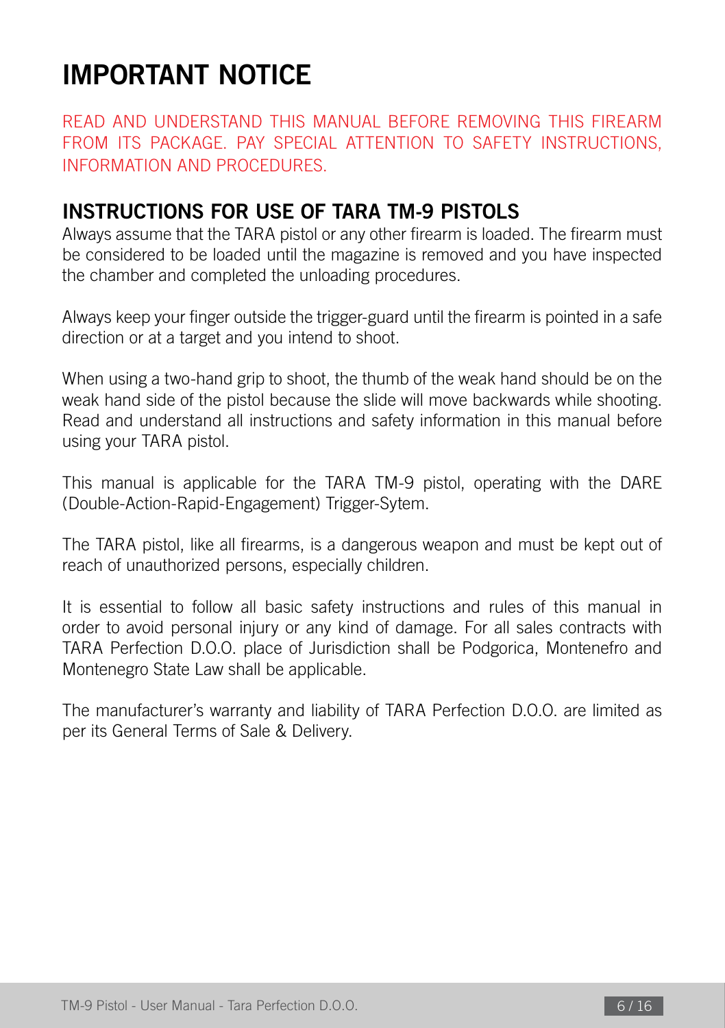# IMPORTANT NOTICE

READ AND UNDERSTAND THIS MANUAL BEFORE REMOVING THIS FIREARM FROM ITS PACKAGE. PAY SPECIAL ATTENTION TO SAFETY INSTRUCTIONS, INFORMATION AND PROCEDURES.

## INSTRUCTIONS FOR USE OF TARA TM-9 PISTOLS

Always assume that the TARA pistol or any other firearm is loaded. The firearm must be considered to be loaded until the magazine is removed and you have inspected the chamber and completed the unloading procedures.

Always keep your finger outside the trigger-guard until the firearm is pointed in a safe direction or at a target and you intend to shoot.

When using a two-hand grip to shoot, the thumb of the weak hand should be on the weak hand side of the pistol because the slide will move backwards while shooting. Read and understand all instructions and safety information in this manual before using your TARA pistol.

This manual is applicable for the TARA TM-9 pistol, operating with the DARE (Double-Action-Rapid-Engagement) Trigger-Sytem.

The TARA pistol, like all firearms, is a dangerous weapon and must be kept out of reach of unauthorized persons, especially children.

It is essential to follow all basic safety instructions and rules of this manual in order to avoid personal injury or any kind of damage. For all sales contracts with TARA Perfection D.O.O. place of Jurisdiction shall be Podgorica, Montenefro and Montenegro State Law shall be applicable.

The manufacturer's warranty and liability of TARA Perfection D.O.O. are limited as per its General Terms of Sale & Delivery.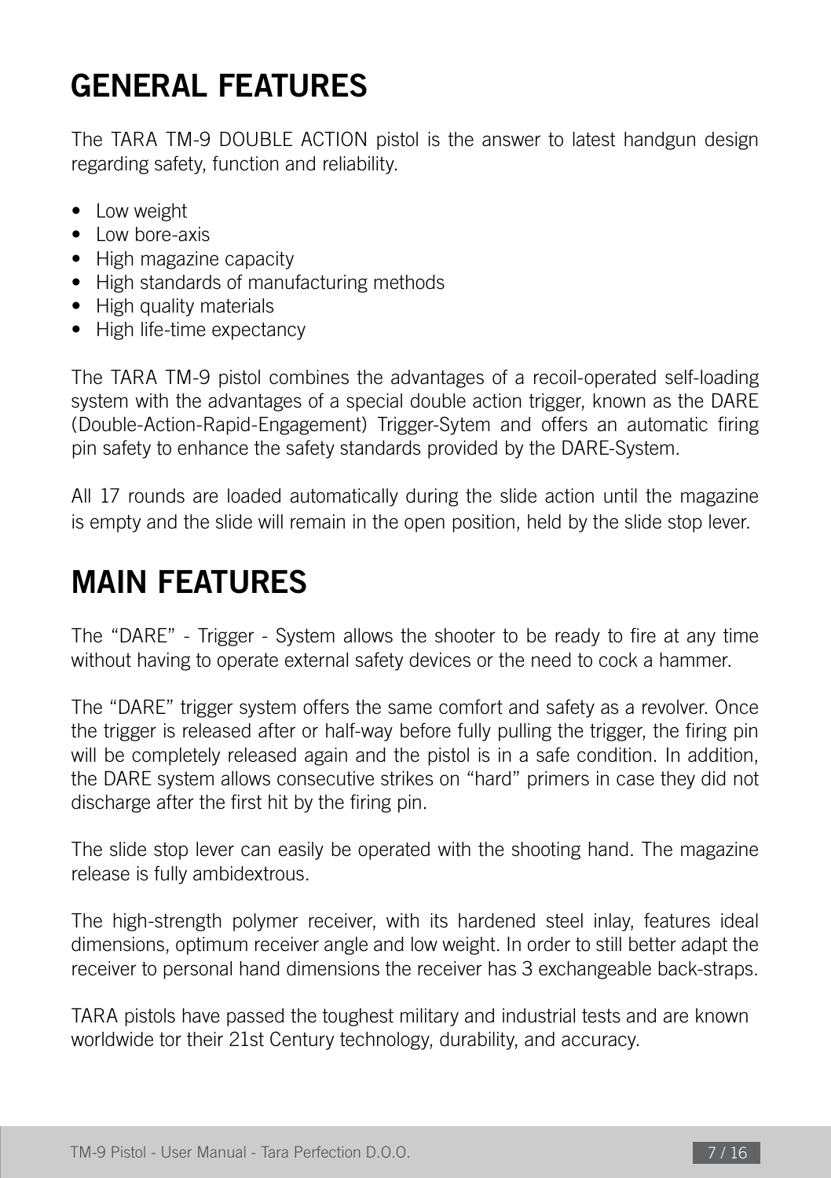# GENERAL FEATURES

The TARA TM-9 DOUBLE ACTION pistol is the answer to latest handgun design regarding safety, function and reliability.

- Low weight
- Low bore-axis
- High magazine capacity
- High standards of manufacturing methods
- High quality materials
- High life-time expectancy

The TARA TM-9 pistol combines the advantages of a recoil-operated self-loading system with the advantages of a special double action trigger, known as the DARE (Double-Action-Rapid-Engagement) Trigger-Sytem and offers an automatic firing pin safety to enhance the safety standards provided by the DARE-System.

All 17 rounds are loaded automatically during the slide action until the magazine is empty and the slide will remain in the open position, held by the slide stop lever.

# MAIN FEATURES

The "DARE" - Trigger - System allows the shooter to be ready to fire at any time without having to operate external safety devices or the need to cock a hammer.

The "DARE" trigger system offers the same comfort and safety as a revolver. Once the trigger is released after or half-way before fully pulling the trigger, the firing pin will be completely released again and the pistol is in a safe condition. In addition, the DARE system allows consecutive strikes on "hard" primers in case they did not discharge after the first hit by the firing pin.

The slide stop lever can easily be operated with the shooting hand. The magazine release is fully ambidextrous.

The high-strength polymer receiver, with its hardened steel inlay, features ideal dimensions, optimum receiver angle and low weight. In order to still better adapt the receiver to personal hand dimensions the receiver has 3 exchangeable back-straps.

TARA pistols have passed the toughest military and industrial tests and are known worldwide tor their 21st Century technology, durability, and accuracy.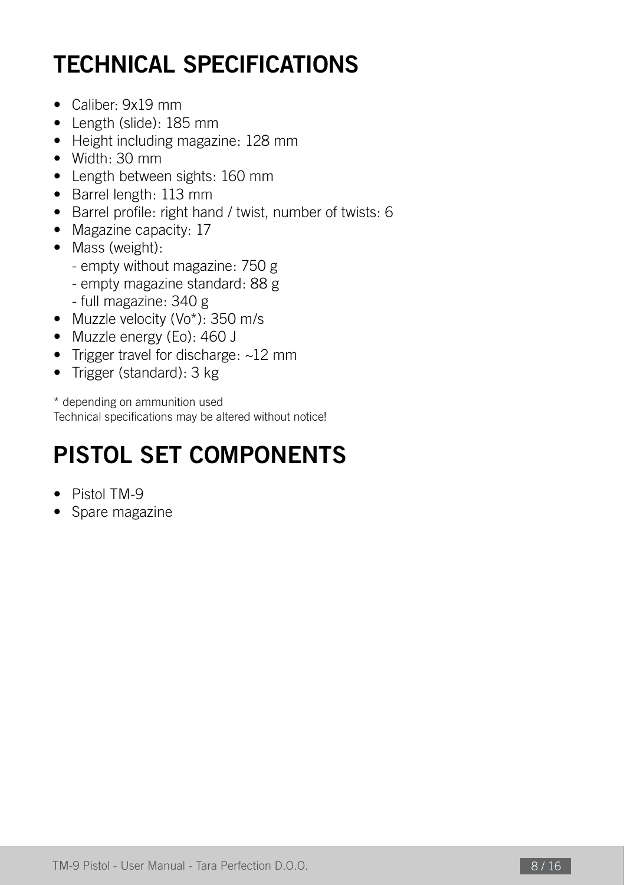# TECHNICAL SPECIFICATIONS

- Caliber: 9x19 mm
- Length (slide): 185 mm
- Height including magazine: 128 mm
- Width: 30 mm
- Length between sights: 160 mm
- Barrel length: 113 mm
- Barrel profile: right hand / twist, number of twists: 6
- Magazine capacity: 17
- Mass (weight):
  - empty without magazine: 750 g
  - empty magazine standard: 88 g
  - full magazine: 340 g
- Muzzle velocity (Vo*): 350 m/s
- Muzzle energy (Eo): 460 J
- Trigger travel for discharge: ~12 mm
- Trigger (standard): 3 kg

\* depending on ammunition used
Technical specifications may be altered without notice!

# PISTOL SET COMPONENTS

- Pistol TM-9
- Spare magazine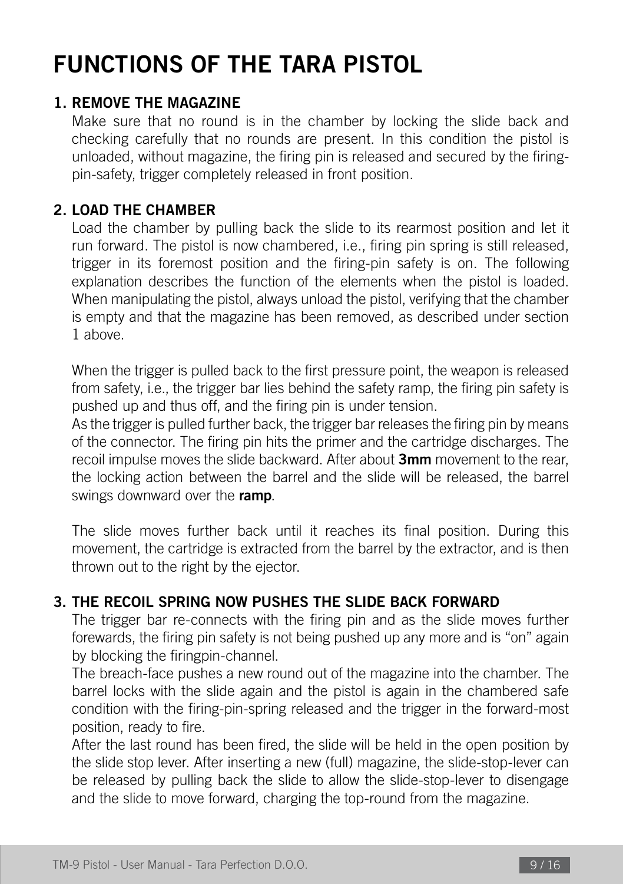# FUNCTIONS OF THE TARA PISTOL

1. **REMOVE THE MAGAZINE**

   Make sure that no round is in the chamber by locking the slide back and checking carefully that no rounds are present. In this condition the pistol is unloaded, without magazine, the firing pin is released and secured by the firing-pin-safety, trigger completely released in front position.

2. **LOAD THE CHAMBER**

   Load the chamber by pulling back the slide to its rearmost position and let it run forward. The pistol is now chambered, i.e., firing pin spring is still released, trigger in its foremost position and the firing-pin safety is on. The following explanation describes the function of the elements when the pistol is loaded. When manipulating the pistol, always unload the pistol, verifying that the chamber is empty and that the magazine has been removed, as described under section 1 above.

   When the trigger is pulled back to the first pressure point, the weapon is released from safety, i.e., the trigger bar lies behind the safety ramp, the firing pin safety is pushed up and thus off, and the firing pin is under tension.

   As the trigger is pulled further back, the trigger bar releases the firing pin by means of the connector. The firing pin hits the primer and the cartridge discharges. The recoil impulse moves the slide backward. After about **3mm** movement to the rear, the locking action between the barrel and the slide will be released, the barrel swings downward over the **ramp**.

   The slide moves further back until it reaches its final position. During this movement, the cartridge is extracted from the barrel by the extractor, and is then thrown out to the right by the ejector.

3. **THE RECOIL SPRING NOW PUSHES THE SLIDE BACK FORWARD**

   The trigger bar re-connects with the firing pin and as the slide moves further forewards, the firing pin safety is not being pushed up any more and is “on” again by blocking the firingpin-channel.

   The breach-face pushes a new round out of the magazine into the chamber. The barrel locks with the slide again and the pistol is again in the chambered safe condition with the firing-pin-spring released and the trigger in the forward-most position, ready to fire.

   After the last round has been fired, the slide will be held in the open position by the slide stop lever. After inserting a new (full) magazine, the slide-stop-lever can be released by pulling back the slide to allow the slide-stop-lever to disengage and the slide to move forward, charging the top-round from the magazine.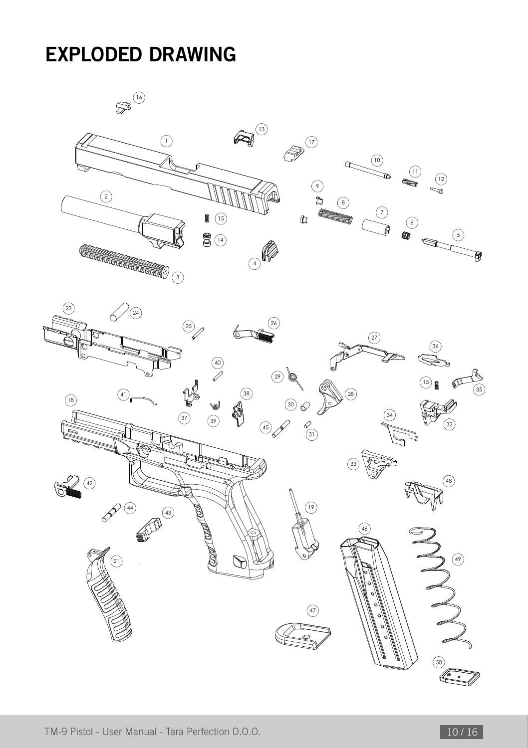# EXPLODED DRAWING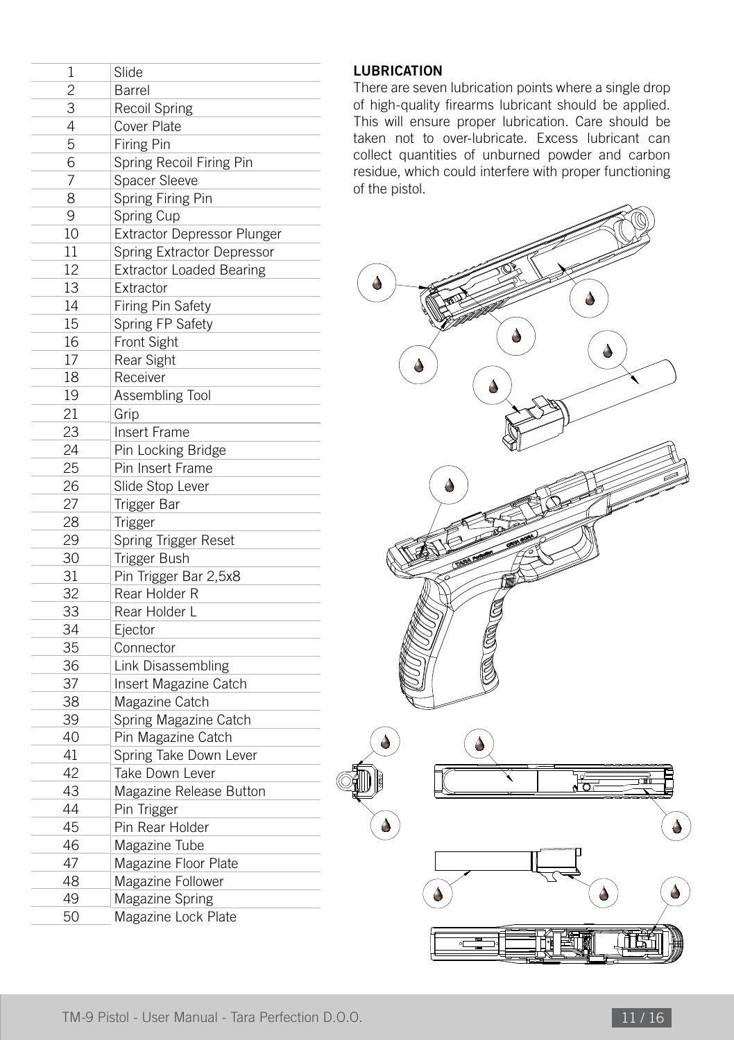| | |
|---|---|
| 1 | Slide |
| 2 | Barrel |
| 3 | Recoil Spring |
| 4 | Cover Plate |
| 5 | Firing Pin |
| 6 | Spring Recoil Firing Pin |
| 7 | Spacer Sleeve |
| 8 | Spring Firing Pin |
| 9 | Spring Cup |
| 10 | Extractor Depressor Plunger |
| 11 | Spring Extractor Depressor |
| 12 | Extractor Loaded Bearing |
| 13 | Extractor |
| 14 | Firing Pin Safety |
| 15 | Spring FP Safety |
| 16 | Front Sight |
| 17 | Rear Sight |
| 18 | Receiver |
| 19 | Assembling Tool |
| 21 | Grip |
| 23 | Insert Frame |
| 24 | Pin Locking Bridge |
| 25 | Pin Insert Frame |
| 26 | Slide Stop Lever |
| 27 | Trigger Bar |
| 28 | Trigger |
| 29 | Spring Trigger Reset |
| 30 | Trigger Bush |
| 31 | Pin Trigger Bar 2,5x8 |
| 32 | Rear Holder R |
| 33 | Rear Holder L |
| 34 | Ejector |
| 35 | Connector |
| 36 | Link Disassembling |
| 37 | Insert Magazine Catch |
| 38 | Magazine Catch |
| 39 | Spring Magazine Catch |
| 40 | Pin Magazine Catch |
| 41 | Spring Take Down Lever |
| 42 | Take Down Lever |
| 43 | Magazine Release Button |
| 44 | Pin Trigger |
| 45 | Pin Rear Holder |
| 46 | Magazine Tube |
| 47 | Magazine Floor Plate |
| 48 | Magazine Follower |
| 49 | Magazine Spring |
| 50 | Magazine Lock Plate |

**LUBRICATION**

There are seven lubrication points where a single drop of high-quality firearms lubricant should be applied. This will ensure proper lubrication. Care should be taken not to over-lubricate. Excess lubricant can collect quantities of unburned powder and carbon residue, which could interfere with proper functioning of the pistol.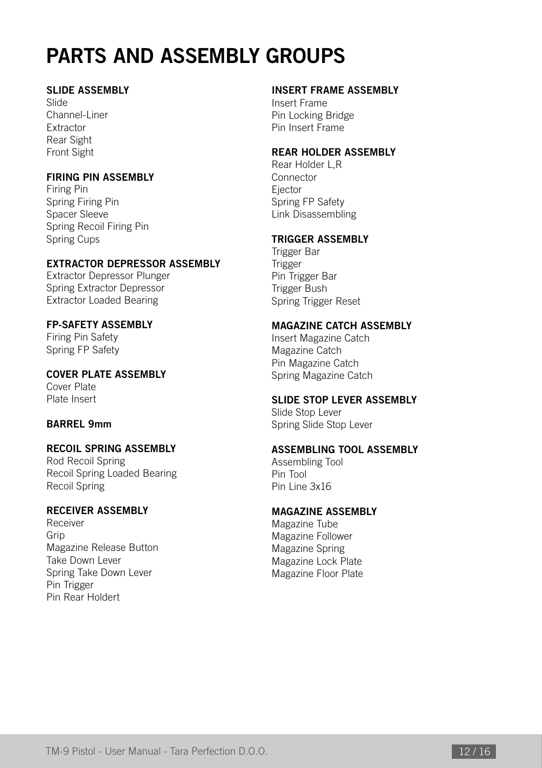# PARTS AND ASSEMBLY GROUPS

**SLIDE ASSEMBLY**
Slide
Channel-Liner
Extractor
Rear Sight
Front Sight

**FIRING PIN ASSEMBLY**
Firing Pin
Spring Firing Pin
Spacer Sleeve
Spring Recoil Firing Pin
Spring Cups

**EXTRACTOR DEPRESSOR ASSEMBLY**
Extractor Depressor Plunger
Spring Extractor Depressor
Extractor Loaded Bearing

**FP-SAFETY ASSEMBLY**
Firing Pin Safety
Spring FP Safety

**COVER PLATE ASSEMBLY**
Cover Plate
Plate Insert

**BARREL 9mm**

**RECOIL SPRING ASSEMBLY**
Rod Recoil Spring
Recoil Spring Loaded Bearing
Recoil Spring

**RECEIVER ASSEMBLY**
Receiver
Grip
Magazine Release Button
Take Down Lever
Spring Take Down Lever
Pin Trigger
Pin Rear Holdert

**INSERT FRAME ASSEMBLY**
Insert Frame
Pin Locking Bridge
Pin Insert Frame

**REAR HOLDER ASSEMBLY**
Rear Holder L,R
Connector
Ejector
Spring FP Safety
Link Disassembling

**TRIGGER ASSEMBLY**
Trigger Bar
Trigger
Pin Trigger Bar
Trigger Bush
Spring Trigger Reset

**MAGAZINE CATCH ASSEMBLY**
Insert Magazine Catch
Magazine Catch
Pin Magazine Catch
Spring Magazine Catch

**SLIDE STOP LEVER ASSEMBLY**
Slide Stop Lever
Spring Slide Stop Lever

**ASSEMBLING TOOL ASSEMBLY**
Assembling Tool
Pin Tool
Pin Line 3x16

**MAGAZINE ASSEMBLY**
Magazine Tube
Magazine Follower
Magazine Spring
Magazine Lock Plate
Magazine Floor Plate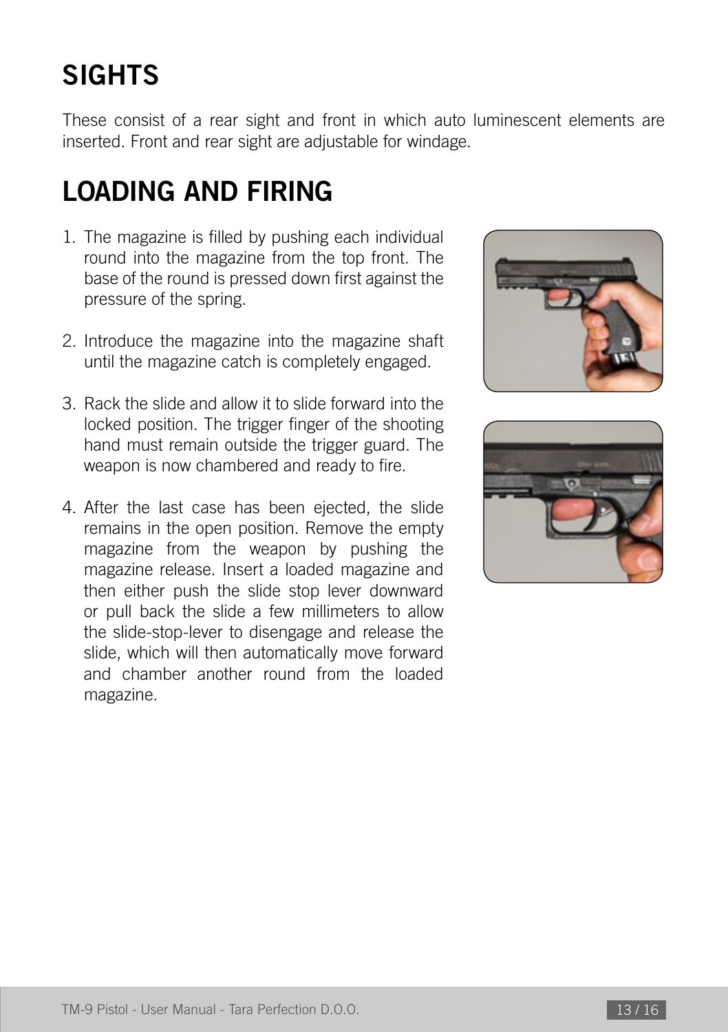# SIGHTS

These consist of a rear sight and front in which auto luminescent elements are inserted. Front and rear sight are adjustable for windage.

# LOADING AND FIRING

1. The magazine is filled by pushing each individual round into the magazine from the top front. The base of the round is pressed down first against the pressure of the spring.

2. Introduce the magazine into the magazine shaft until the magazine catch is completely engaged.

3. Rack the slide and allow it to slide forward into the locked position. The trigger finger of the shooting hand must remain outside the trigger guard. The weapon is now chambered and ready to fire.

4. After the last case has been ejected, the slide remains in the open position. Remove the empty magazine from the weapon by pushing the magazine release. Insert a loaded magazine and then either push the slide stop lever downward or pull back the slide a few millimeters to allow the slide-stop-lever to disengage and release the slide, which will then automatically move forward and chamber another round from the loaded magazine.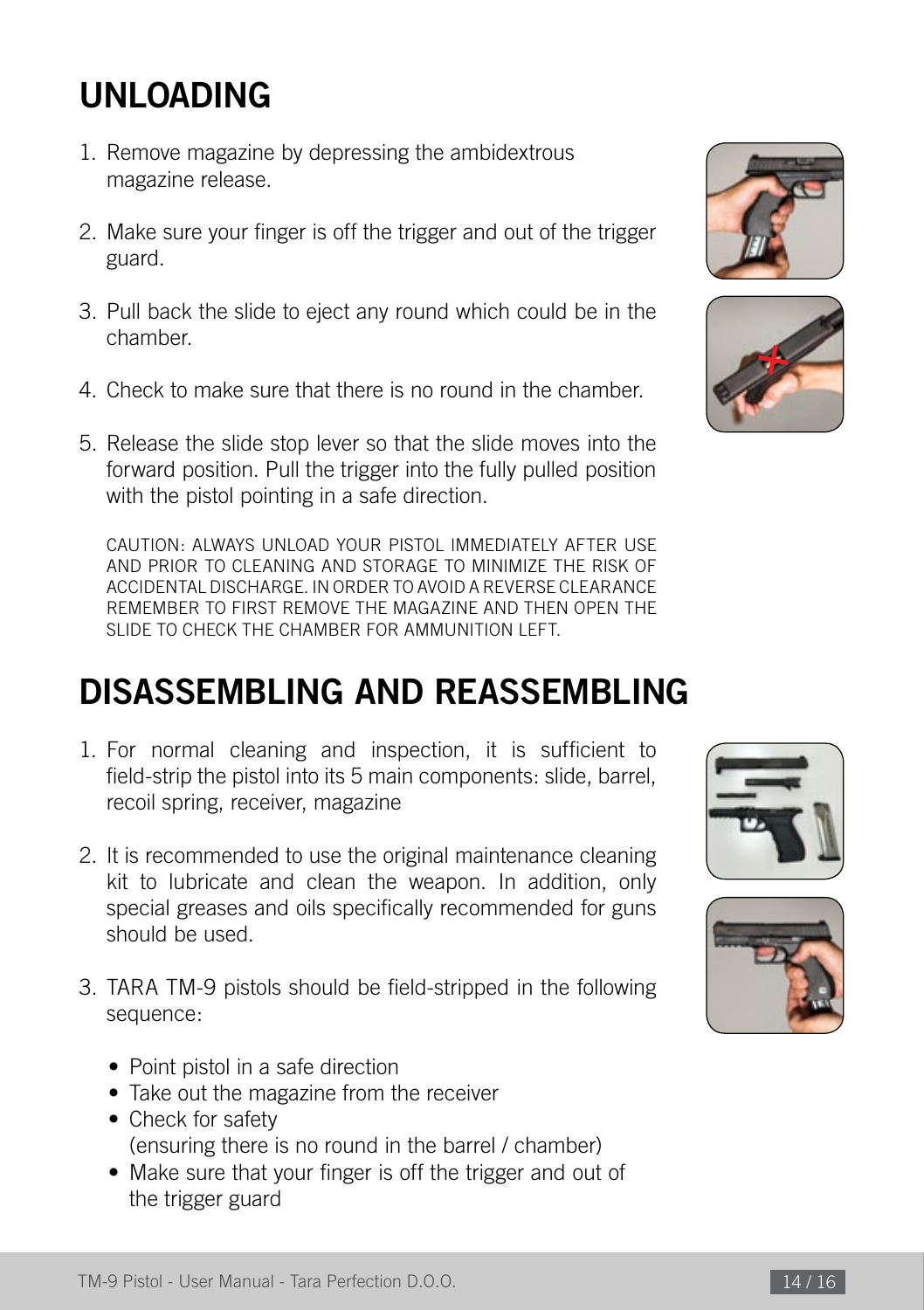# UNLOADING

1. Remove magazine by depressing the ambidextrous magazine release.

2. Make sure your finger is off the trigger and out of the trigger guard.

3. Pull back the slide to eject any round which could be in the chamber.

4. Check to make sure that there is no round in the chamber.

5. Release the slide stop lever so that the slide moves into the forward position. Pull the trigger into the fully pulled position with the pistol pointing in a safe direction.

   CAUTION: ALWAYS UNLOAD YOUR PISTOL IMMEDIATELY AFTER USE AND PRIOR TO CLEANING AND STORAGE TO MINIMIZE THE RISK OF ACCIDENTAL DISCHARGE. IN ORDER TO AVOID A REVERSE CLEARANCE REMEMBER TO FIRST REMOVE THE MAGAZINE AND THEN OPEN THE SLIDE TO CHECK THE CHAMBER FOR AMMUNITION LEFT.

# DISASSEMBLING AND REASSEMBLING

1. For normal cleaning and inspection, it is sufficient to field-strip the pistol into its 5 main components: slide, barrel, recoil spring, receiver, magazine

2. It is recommended to use the original maintenance cleaning kit to lubricate and clean the weapon. In addition, only special greases and oils specifically recommended for guns should be used.

3. TARA TM-9 pistols should be field-stripped in the following sequence:

   - Point pistol in a safe direction
   - Take out the magazine from the receiver
   - Check for safety (ensuring there is no round in the barrel / chamber)
   - Make sure that your finger is off the trigger and out of the trigger guard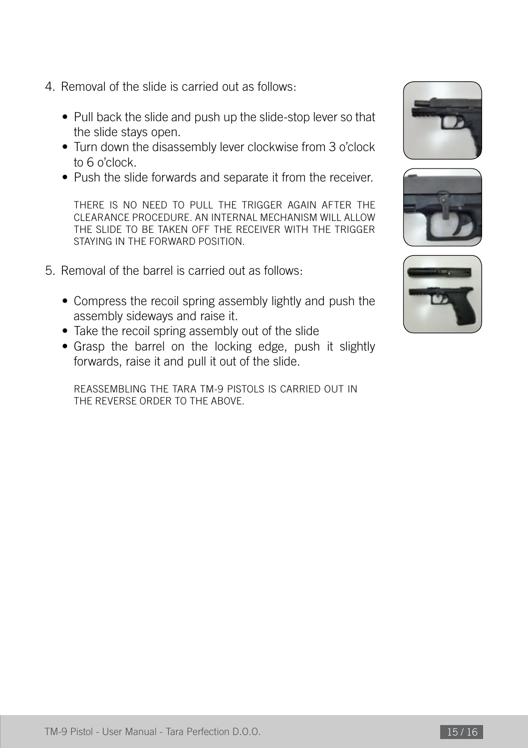4. Removal of the slide is carried out as follows:

    - Pull back the slide and push up the slide-stop lever so that the slide stays open.
    - Turn down the disassembly lever clockwise from 3 o'clock to 6 o'clock.
    - Push the slide forwards and separate it from the receiver.

    THERE IS NO NEED TO PULL THE TRIGGER AGAIN AFTER THE CLEARANCE PROCEDURE. AN INTERNAL MECHANISM WILL ALLOW THE SLIDE TO BE TAKEN OFF THE RECEIVER WITH THE TRIGGER STAYING IN THE FORWARD POSITION.

5. Removal of the barrel is carried out as follows:

    - Compress the recoil spring assembly lightly and push the assembly sideways and raise it.
    - Take the recoil spring assembly out of the slide
    - Grasp the barrel on the locking edge, push it slightly forwards, raise it and pull it out of the slide.

    REASSEMBLING THE TARA TM-9 PISTOLS IS CARRIED OUT IN THE REVERSE ORDER TO THE ABOVE.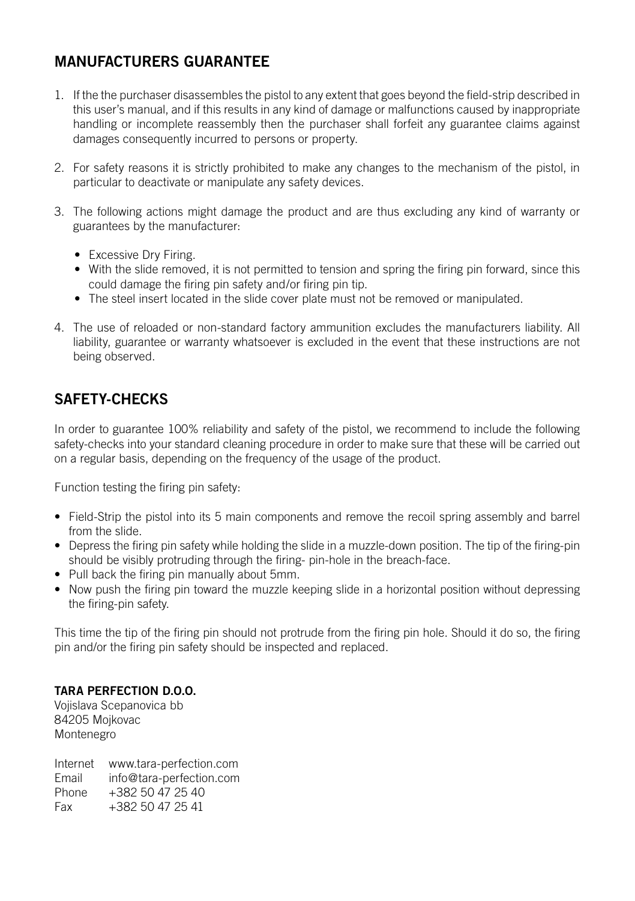## MANUFACTURERS GUARANTEE

1. If the the purchaser disassembles the pistol to any extent that goes beyond the field-strip described in this user's manual, and if this results in any kind of damage or malfunctions caused by inappropriate handling or incomplete reassembly then the purchaser shall forfeit any guarantee claims against damages consequently incurred to persons or property.

2. For safety reasons it is strictly prohibited to make any changes to the mechanism of the pistol, in particular to deactivate or manipulate any safety devices.

3. The following actions might damage the product and are thus excluding any kind of warranty or guarantees by the manufacturer:

   - Excessive Dry Firing.
   - With the slide removed, it is not permitted to tension and spring the firing pin forward, since this could damage the firing pin safety and/or firing pin tip.
   - The steel insert located in the slide cover plate must not be removed or manipulated.

4. The use of reloaded or non-standard factory ammunition excludes the manufacturers liability. All liability, guarantee or warranty whatsoever is excluded in the event that these instructions are not being observed.

## SAFETY-CHECKS

In order to guarantee 100% reliability and safety of the pistol, we recommend to include the following safety-checks into your standard cleaning procedure in order to make sure that these will be carried out on a regular basis, depending on the frequency of the usage of the product.

Function testing the firing pin safety:

- Field-Strip the pistol into its 5 main components and remove the recoil spring assembly and barrel from the slide.
- Depress the firing pin safety while holding the slide in a muzzle-down position. The tip of the firing-pin should be visibly protruding through the firing- pin-hole in the breach-face.
- Pull back the firing pin manually about 5mm.
- Now push the firing pin toward the muzzle keeping slide in a horizontal position without depressing the firing-pin safety.

This time the tip of the firing pin should not protrude from the firing pin hole. Should it do so, the firing pin and/or the firing pin safety should be inspected and replaced.

**TARA PERFECTION D.O.O.**
Vojislava Scepanovica bb
84205 Mojkovac
Montenegro

Internet www.tara-perfection.com
Email info@tara-perfection.com
Phone +382 50 47 25 40
Fax +382 50 47 25 41